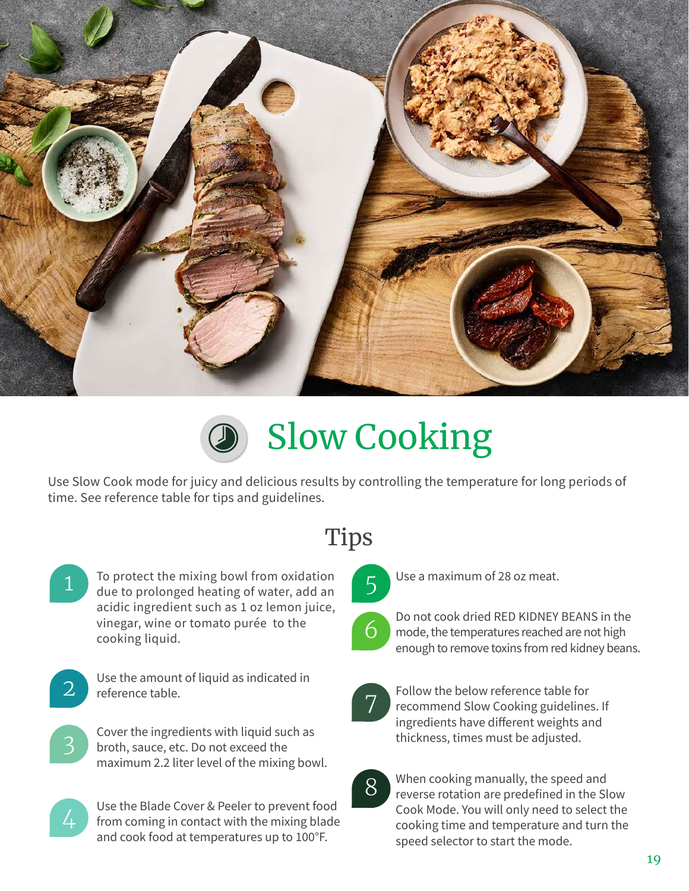# Slow Cooking

Use Slow Cook mode for juicy and delicious results by controlling the temperature for long periods of time. See reference table for tips and guidelines.

## Tips

1. To protect the mixing bowl from oxidation due to prolonged heating of water, add an acidic ingredient such as 1 oz lemon juice, vinegar, wine or tomato purée to the cooking liquid.
2. Use the amount of liquid as indicated in reference table.
3. Cover the ingredients with liquid such as broth, sauce, etc. Do not exceed the maximum 2.2 liter level of the mixing bowl.
4. Use the Blade Cover & Peeler to prevent food from coming in contact with the mixing blade and cook food at temperatures up to 100°F.
5. Use a maximum of 28 oz meat.
6. Do not cook dried RED KIDNEY BEANS in the mode, the temperatures reached are not high enough to remove toxins from red kidney beans.
7. Follow the below reference table for recommend Slow Cooking guidelines. If ingredients have different weights and thickness, times must be adjusted.
8. When cooking manually, the speed and reverse rotation are predefined in the Slow Cook Mode. You will only need to select the cooking time and temperature and turn the speed selector to start the mode.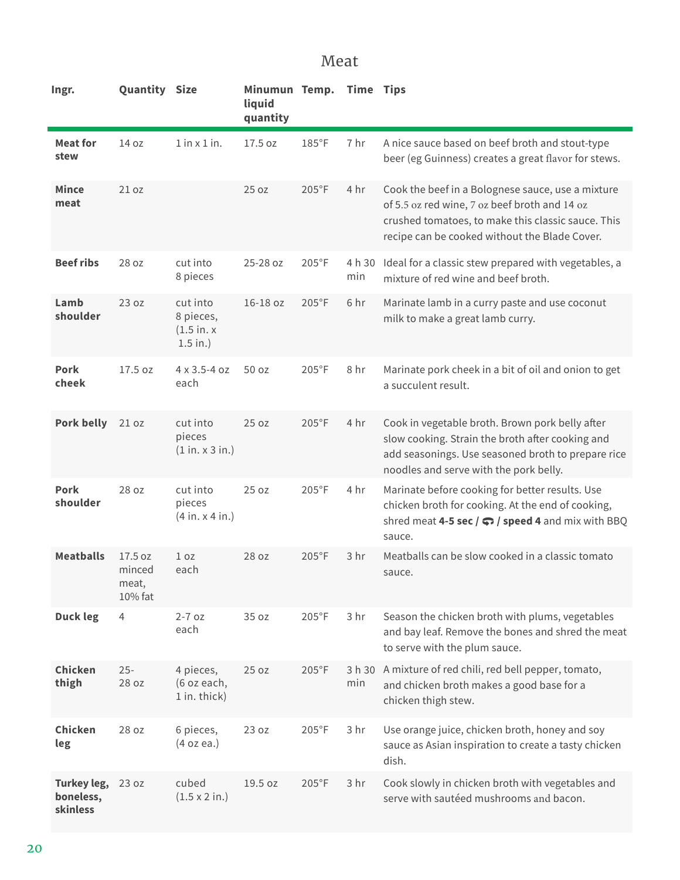# Meat

| Ingr. | Quantity | Size | Minumun liquid quantity | Temp. | Time | Tips |
|---|---|---|---|---|---|---|
| **Meat for stew** | 14 oz | 1 in x 1 in. | 17.5 oz | 185°F | 7 hr | A nice sauce based on beef broth and stout-type beer (eg Guinness) creates a great flavor for stews. |
| **Mince meat** | 21 oz | | 25 oz | 205°F | 4 hr | Cook the beef in a Bolognese sauce, use a mixture of 5.5 oz red wine, 7 oz beef broth and 14 oz crushed tomatoes, to make this classic sauce. This recipe can be cooked without the Blade Cover. |
| **Beef ribs** | 28 oz | cut into 8 pieces | 25-28 oz | 205°F | 4 h 30 min | Ideal for a classic stew prepared with vegetables, a mixture of red wine and beef broth. |
| **Lamb shoulder** | 23 oz | cut into 8 pieces, (1.5 in. x 1.5 in.) | 16-18 oz | 205°F | 6 hr | Marinate lamb in a curry paste and use coconut milk to make a great lamb curry. |
| **Pork cheek** | 17.5 oz | 4 x 3.5-4 oz each | 50 oz | 205°F | 8 hr | Marinate pork cheek in a bit of oil and onion to get a succulent result. |
| **Pork belly** | 21 oz | cut into pieces (1 in. x 3 in.) | 25 oz | 205°F | 4 hr | Cook in vegetable broth. Brown pork belly after slow cooking. Strain the broth after cooking and add seasonings. Use seasoned broth to prepare rice noodles and serve with the pork belly. |
| **Pork shoulder** | 28 oz | cut into pieces (4 in. x 4 in.) | 25 oz | 205°F | 4 hr | Marinate before cooking for better results. Use chicken broth for cooking. At the end of cooking, shred meat **4-5 sec / ⟲ / speed 4** and mix with BBQ sauce. |
| **Meatballs** | 17.5 oz minced meat, 10% fat | 1 oz each | 28 oz | 205°F | 3 hr | Meatballs can be slow cooked in a classic tomato sauce. |
| **Duck leg** | 4 | 2-7 oz each | 35 oz | 205°F | 3 hr | Season the chicken broth with plums, vegetables and bay leaf. Remove the bones and shred the meat to serve with the plum sauce. |
| **Chicken thigh** | 25-28 oz | 4 pieces, (6 oz each, 1 in. thick) | 25 oz | 205°F | 3 h 30 min | A mixture of red chili, red bell pepper, tomato, and chicken broth makes a good base for a chicken thigh stew. |
| **Chicken leg** | 28 oz | 6 pieces, (4 oz ea.) | 23 oz | 205°F | 3 hr | Use orange juice, chicken broth, honey and soy sauce as Asian inspiration to create a tasty chicken dish. |
| **Turkey leg, boneless, skinless** | 23 oz | cubed (1.5 x 2 in.) | 19.5 oz | 205°F | 3 hr | Cook slowly in chicken broth with vegetables and serve with sautéed mushrooms and bacon. |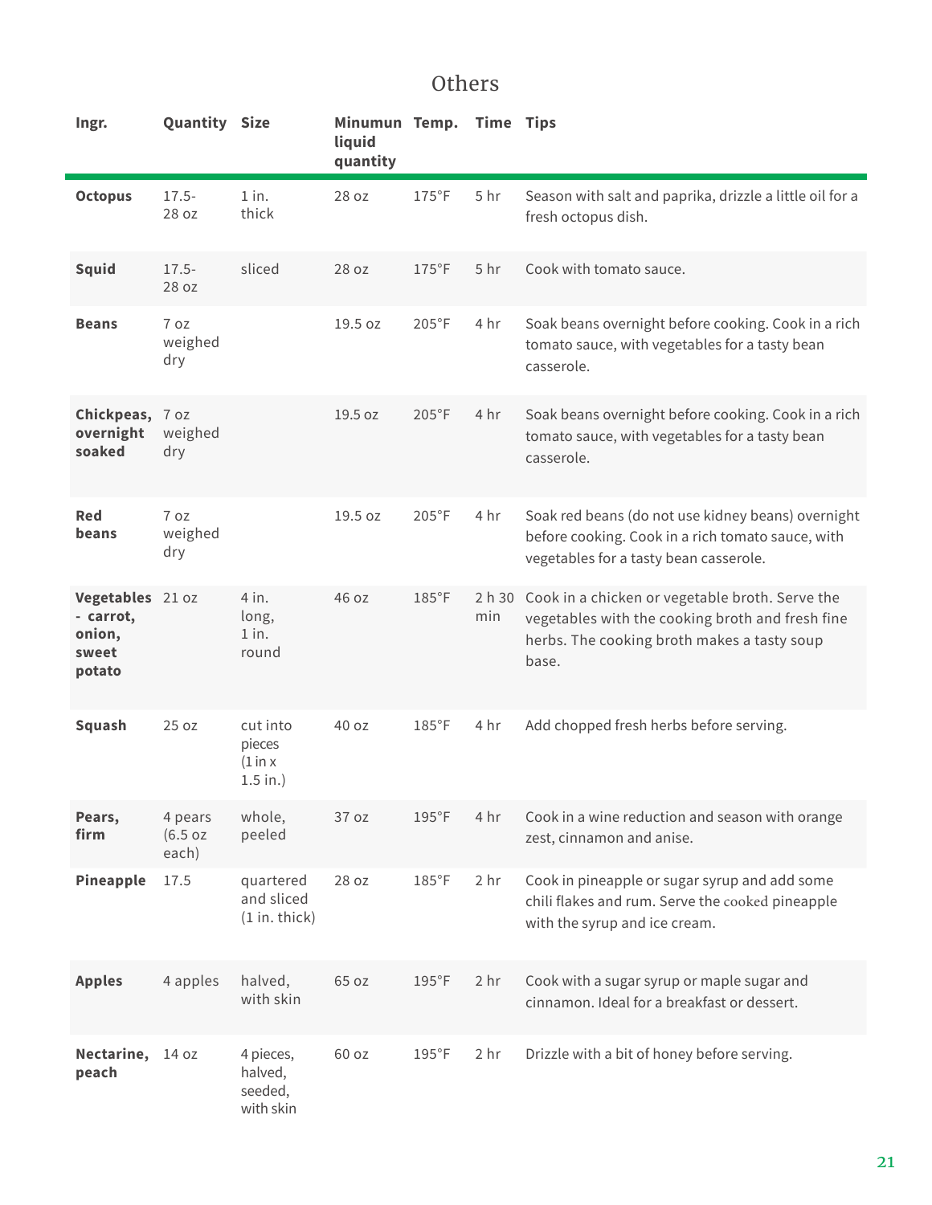## Others

| Ingr. | Quantity | Size | Minumun liquid quantity | Temp. | Time | Tips |
|---|---|---|---|---|---|---|
| **Octopus** | 17.5-28 oz | 1 in. thick | 28 oz | 175°F | 5 hr | Season with salt and paprika, drizzle a little oil for a fresh octopus dish. |
| **Squid** | 17.5-28 oz | sliced | 28 oz | 175°F | 5 hr | Cook with tomato sauce. |
| **Beans** | 7 oz weighed dry | | 19.5 oz | 205°F | 4 hr | Soak beans overnight before cooking. Cook in a rich tomato sauce, with vegetables for a tasty bean casserole. |
| **Chickpeas, overnight soaked** | 7 oz weighed dry | | 19.5 oz | 205°F | 4 hr | Soak beans overnight before cooking. Cook in a rich tomato sauce, with vegetables for a tasty bean casserole. |
| **Red beans** | 7 oz weighed dry | | 19.5 oz | 205°F | 4 hr | Soak red beans (do not use kidney beans) overnight before cooking. Cook in a rich tomato sauce, with vegetables for a tasty bean casserole. |
| **Vegetables - carrot, onion, sweet potato** | 21 oz | 4 in. long, 1 in. round | 46 oz | 185°F | 2 h 30 min | Cook in a chicken or vegetable broth. Serve the vegetables with the cooking broth and fresh fine herbs. The cooking broth makes a tasty soup base. |
| **Squash** | 25 oz | cut into pieces (1 in x 1.5 in.) | 40 oz | 185°F | 4 hr | Add chopped fresh herbs before serving. |
| **Pears, firm** | 4 pears (6.5 oz each) | whole, peeled | 37 oz | 195°F | 4 hr | Cook in a wine reduction and season with orange zest, cinnamon and anise. |
| **Pineapple** | 17.5 | quartered and sliced (1 in. thick) | 28 oz | 185°F | 2 hr | Cook in pineapple or sugar syrup and add some chili flakes and rum. Serve the cooked pineapple with the syrup and ice cream. |
| **Apples** | 4 apples | halved, with skin | 65 oz | 195°F | 2 hr | Cook with a sugar syrup or maple sugar and cinnamon. Ideal for a breakfast or dessert. |
| **Nectarine, peach** | 14 oz | 4 pieces, halved, seeded, with skin | 60 oz | 195°F | 2 hr | Drizzle with a bit of honey before serving. |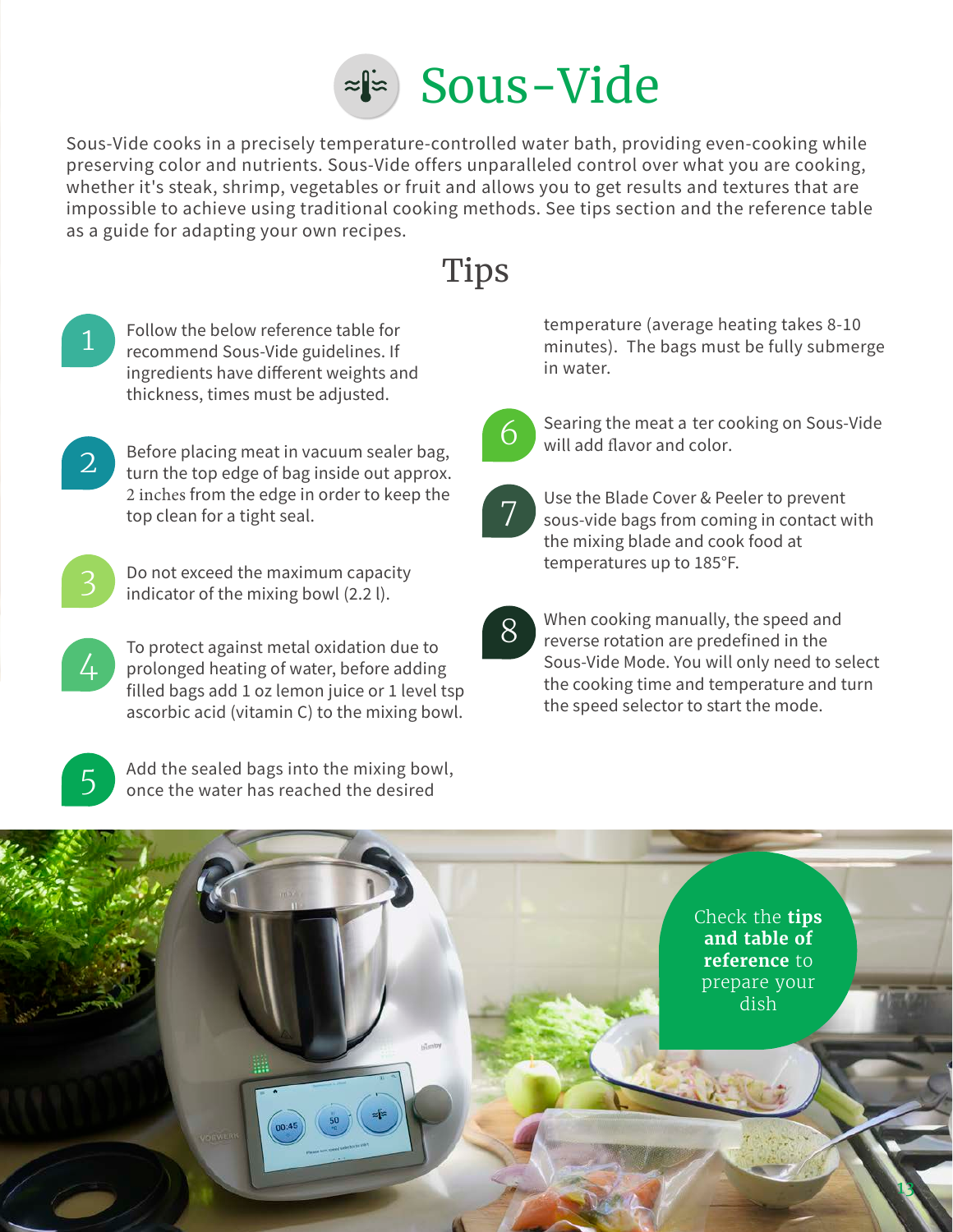# Sous-Vide

Sous-Vide cooks in a precisely temperature-controlled water bath, providing even-cooking while preserving color and nutrients. Sous-Vide offers unparalleled control over what you are cooking, whether it's steak, shrimp, vegetables or fruit and allows you to get results and textures that are impossible to achieve using traditional cooking methods. See tips section and the reference table as a guide for adapting your own recipes.

## Tips

1. Follow the below reference table for recommend Sous-Vide guidelines. If ingredients have different weights and thickness, times must be adjusted.
2. Before placing meat in vacuum sealer bag, turn the top edge of bag inside out approx. 2 inches from the edge in order to keep the top clean for a tight seal.
3. Do not exceed the maximum capacity indicator of the mixing bowl (2.2 l).
4. To protect against metal oxidation due to prolonged heating of water, before adding filled bags add 1 oz lemon juice or 1 level tsp ascorbic acid (vitamin C) to the mixing bowl.
5. Add the sealed bags into the mixing bowl, once the water has reached the desired temperature (average heating takes 8-10 minutes). The bags must be fully submerge in water.
6. Searing the meat a ter cooking on Sous-Vide will add flavor and color.
7. Use the Blade Cover & Peeler to prevent sous-vide bags from coming in contact with the mixing blade and cook food at temperatures up to 185°F.
8. When cooking manually, the speed and reverse rotation are predefined in the Sous-Vide Mode. You will only need to select the cooking time and temperature and turn the speed selector to start the mode.

Check the **tips and table of reference** to prepare your dish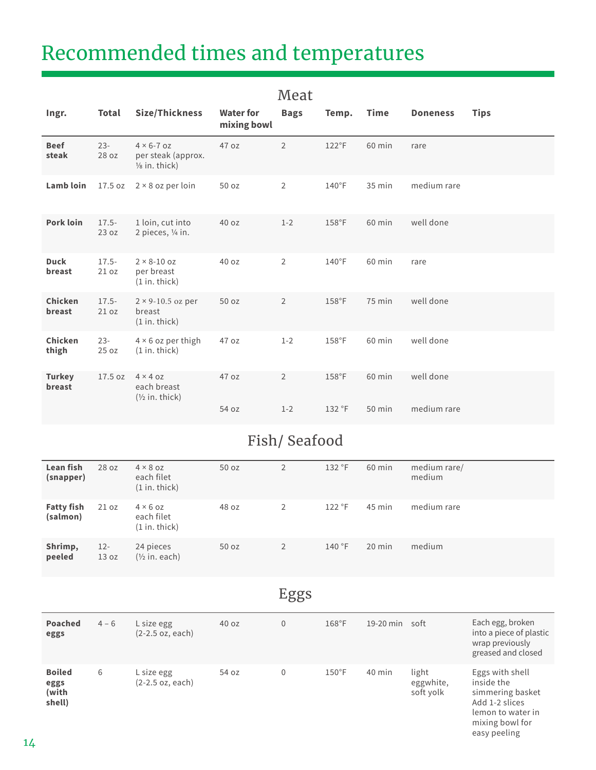# Recommended times and temperatures

## Meat

| Ingr. | Total | Size/Thickness | Water for mixing bowl | Bags | Temp. | Time | Doneness | Tips |
|---|---|---|---|---|---|---|---|---|
| **Beef steak** | 23-28 oz | 4 × 6-7 oz per steak (approx. ⅛ in. thick) | 47 oz | 2 | 122°F | 60 min | rare | |
| **Lamb loin** | 17.5 oz | 2 × 8 oz per loin | 50 oz | 2 | 140°F | 35 min | medium rare | |
| **Pork loin** | 17.5-23 oz | 1 loin, cut into 2 pieces, ¼ in. | 40 oz | 1-2 | 158°F | 60 min | well done | |
| **Duck breast** | 17.5-21 oz | 2 × 8-10 oz per breast (1 in. thick) | 40 oz | 2 | 140°F | 60 min | rare | |
| **Chicken breast** | 17.5-21 oz | 2 × 9-10.5 oz per breast (1 in. thick) | 50 oz | 2 | 158°F | 75 min | well done | |
| **Chicken thigh** | 23-25 oz | 4 × 6 oz per thigh (1 in. thick) | 47 oz | 1-2 | 158°F | 60 min | well done | |
| **Turkey breast** | 17.5 oz | 4 × 4 oz each breast (½ in. thick) | 47 oz | 2 | 158°F | 60 min | well done | |
| | | | 54 oz | 1-2 | 132 °F | 50 min | medium rare | |

## Fish/ Seafood

| Ingr. | Total | Size/Thickness | Water for mixing bowl | Bags | Temp. | Time | Doneness | Tips |
|---|---|---|---|---|---|---|---|---|
| **Lean fish (snapper)** | 28 oz | 4 × 8 oz each filet (1 in. thick) | 50 oz | 2 | 132 °F | 60 min | medium rare/ medium | |
| **Fatty fish (salmon)** | 21 oz | 4 × 6 oz each filet (1 in. thick) | 48 oz | 2 | 122 °F | 45 min | medium rare | |
| **Shrimp, peeled** | 12-13 oz | 24 pieces (½ in. each) | 50 oz | 2 | 140 °F | 20 min | medium | |

## Eggs

| Ingr. | Total | Size/Thickness | Water for mixing bowl | Bags | Temp. | Time | Doneness | Tips |
|---|---|---|---|---|---|---|---|---|
| **Poached eggs** | 4 – 6 | L size egg (2-2.5 oz, each) | 40 oz | 0 | 168°F | 19-20 min | soft | Each egg, broken into a piece of plastic wrap previously greased and closed |
| **Boiled eggs (with shell)** | 6 | L size egg (2-2.5 oz, each) | 54 oz | 0 | 150°F | 40 min | light eggwhite, soft yolk | Eggs with shell inside the simmering basket Add 1-2 slices lemon to water in mixing bowl for easy peeling |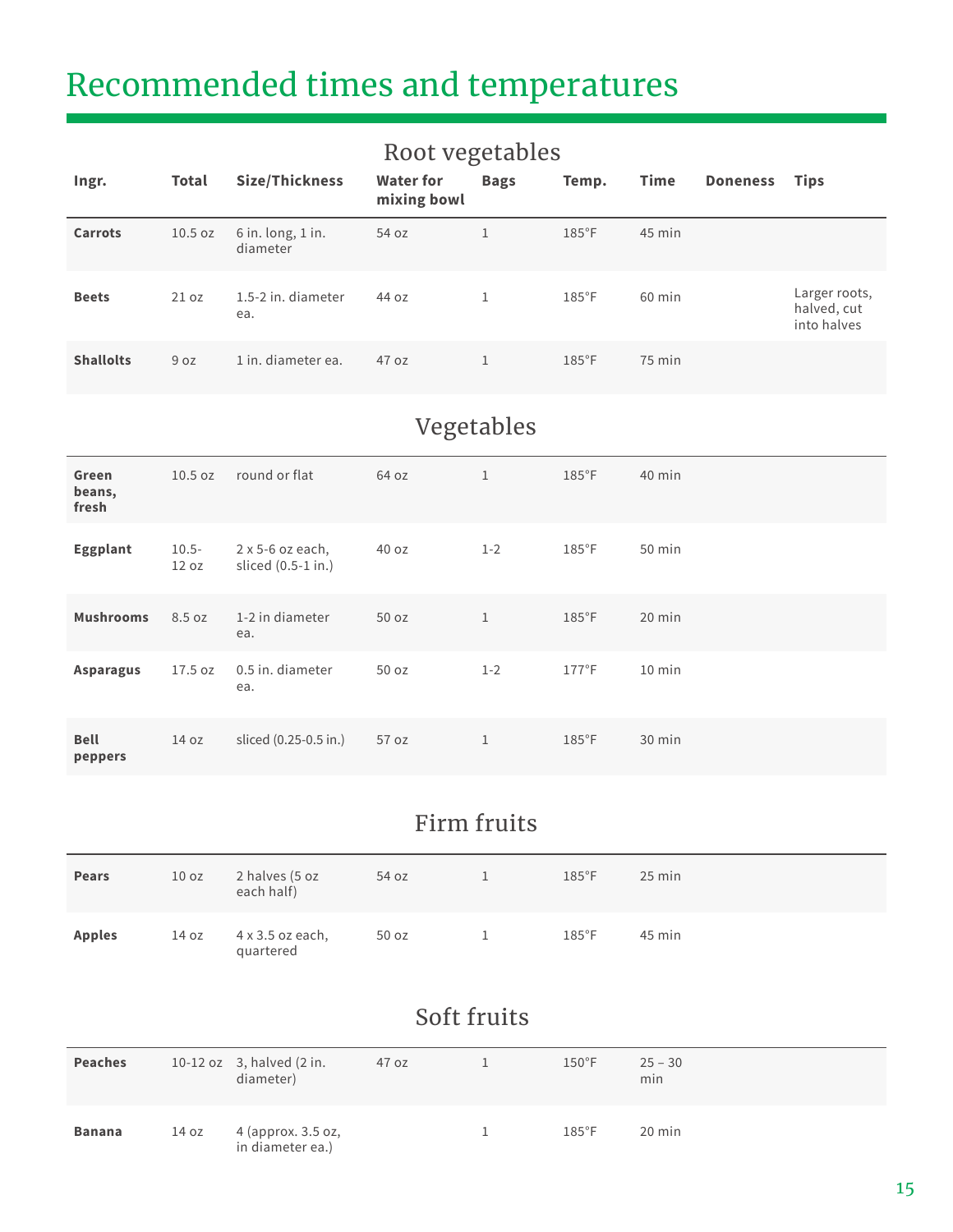# Recommended times and temperatures

## Root vegetables

| Ingr. | Total | Size/Thickness | Water for mixing bowl | Bags | Temp. | Time | Doneness | Tips |
|---|---|---|---|---|---|---|---|---|
| **Carrots** | 10.5 oz | 6 in. long, 1 in. diameter | 54 oz | 1 | 185°F | 45 min | | |
| **Beets** | 21 oz | 1.5-2 in. diameter ea. | 44 oz | 1 | 185°F | 60 min | | Larger roots, halved, cut into halves |
| **Shallolts** | 9 oz | 1 in. diameter ea. | 47 oz | 1 | 185°F | 75 min | | |

## Vegetables

| Ingr. | Total | Size/Thickness | Water for mixing bowl | Bags | Temp. | Time | Doneness | Tips |
|---|---|---|---|---|---|---|---|---|
| **Green beans, fresh** | 10.5 oz | round or flat | 64 oz | 1 | 185°F | 40 min | | |
| **Eggplant** | 10.5-12 oz | 2 x 5-6 oz each, sliced (0.5-1 in.) | 40 oz | 1-2 | 185°F | 50 min | | |
| **Mushrooms** | 8.5 oz | 1-2 in diameter ea. | 50 oz | 1 | 185°F | 20 min | | |
| **Asparagus** | 17.5 oz | 0.5 in. diameter ea. | 50 oz | 1-2 | 177°F | 10 min | | |
| **Bell peppers** | 14 oz | sliced (0.25-0.5 in.) | 57 oz | 1 | 185°F | 30 min | | |

## Firm fruits

| Ingr. | Total | Size/Thickness | Water for mixing bowl | Bags | Temp. | Time | Doneness | Tips |
|---|---|---|---|---|---|---|---|---|
| **Pears** | 10 oz | 2 halves (5 oz each half) | 54 oz | 1 | 185°F | 25 min | | |
| **Apples** | 14 oz | 4 x 3.5 oz each, quartered | 50 oz | 1 | 185°F | 45 min | | |

## Soft fruits

| Ingr. | Total | Size/Thickness | Water for mixing bowl | Bags | Temp. | Time | Doneness | Tips |
|---|---|---|---|---|---|---|---|---|
| **Peaches** | 10-12 oz | 3, halved (2 in. diameter) | 47 oz | 1 | 150°F | 25 – 30 min | | |
| **Banana** | 14 oz | 4 (approx. 3.5 oz, in diameter ea.) | | 1 | 185°F | 20 min | | |